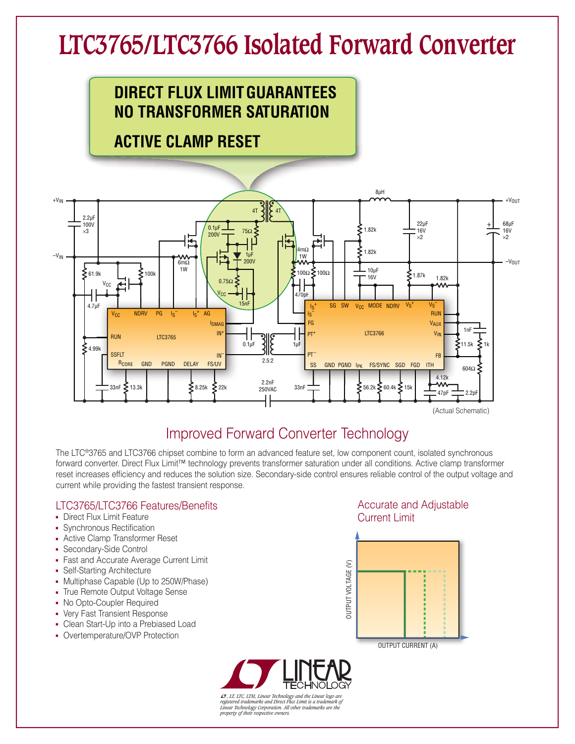# LTC3765/LTC3766 Isolated Forward Converter

**DIRECT FLUX LIMIT GUARANTEES NO TRANSFORMER SATURATION**

**ACTIVE CLAMP RESET**

(Actual Schematic)

## Improved Forward Converter Technology

The LTC®3765 and LTC3766 chipset combine to form an advanced feature set, low component count, isolated synchronous forward converter. Direct Flux Limit™ technology prevents transformer saturation under all conditions. Active clamp transformer reset increases efficiency and reduces the solution size. Secondary-side control ensures reliable control of the output voltage and current while providing the fastest transient response.

### LTC3765/LTC3766 Features/Benefits

- Direct Flux Limit Feature
- Synchronous Rectification
- Active Clamp Transformer Reset
- Secondary-Side Control
- Fast and Accurate Average Current Limit
- Self-Starting Architecture
- Multiphase Capable (Up to 250W/Phase)
- True Remote Output Voltage Sense
- No Opto-Coupler Required
- Very Fast Transient Response
- Clean Start-Up into a Prebiased Load
- Overtemperature/OVP Protection

### Accurate and Adjustable Current Limit

OUTPUT VOLTAGE (V)

OUTPUT CURRENT (A)

*LT, LT, LTC, LTM, Linear Technology and the Linear logo are registered trademarks and Direct Flux Limit is a trademark of Linear Technology Corporation. All other trademarks are the property of their respective owners.*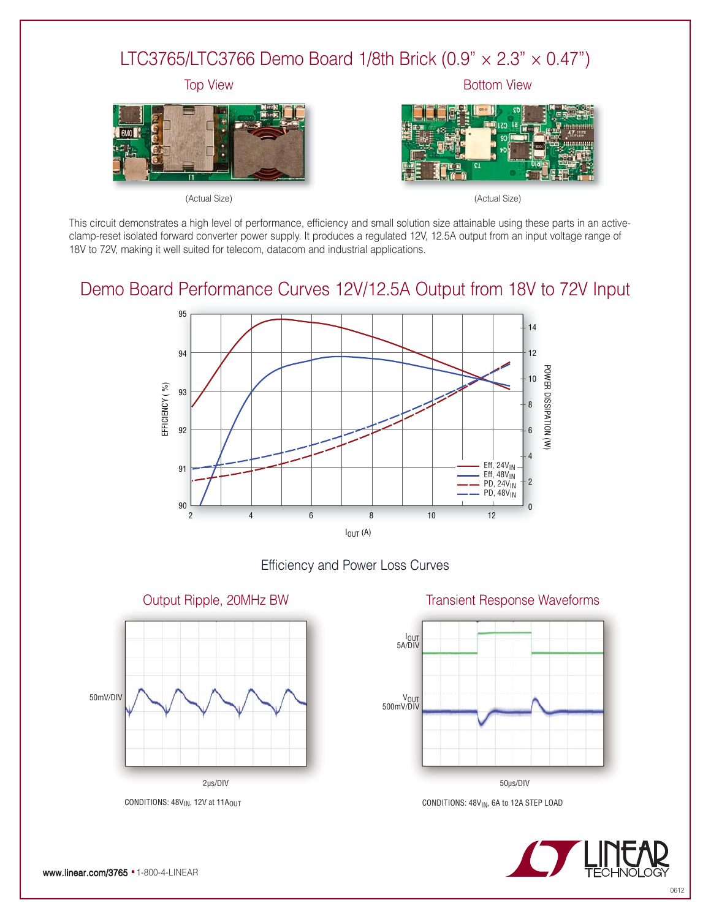# LTC3765/LTC3766 Demo Board 1/8th Brick (0.9” × 2.3” × 0.47”)

## Top View

(Actual Size)

## Bottom View

(Actual Size)

This circuit demonstrates a high level of performance, efficiency and small solution size attainable using these parts in an active-clamp-reset isolated forward converter power supply. It produces a regulated 12V, 12.5A output from an input voltage range of 18V to 72V, making it well suited for telecom, datacom and industrial applications.

## Demo Board Performance Curves 12V/12.5A Output from 18V to 72V Input

EFFICIENCY (%)

95
94
93
92
91
90

POWER DISSIPATION (W)

14
12
10
8
6
4
2
0

2
4
6
8
10
12

$I_{OUT}$ (A)

Eff, $24V_{IN}$
Eff, $48V_{IN}$
PD, $24V_{IN}$
PD, $48V_{IN}$

Efficiency and Power Loss Curves

### Output Ripple, 20MHz BW

50mV/DIV

2µs/DIV

CONDITIONS: $48V_{IN}$, 12V at $11A_{OUT}$

### Transient Response Waveforms

$I_{OUT}$
5A/DIV

$V_{OUT}$
500mV/DIV

50µs/DIV

CONDITIONS: $48V_{IN}$, 6A to 12A STEP LOAD

www.linear.com/3765 • 1-800-4-LINEAR

LINEAR TECHNOLOGY

0612